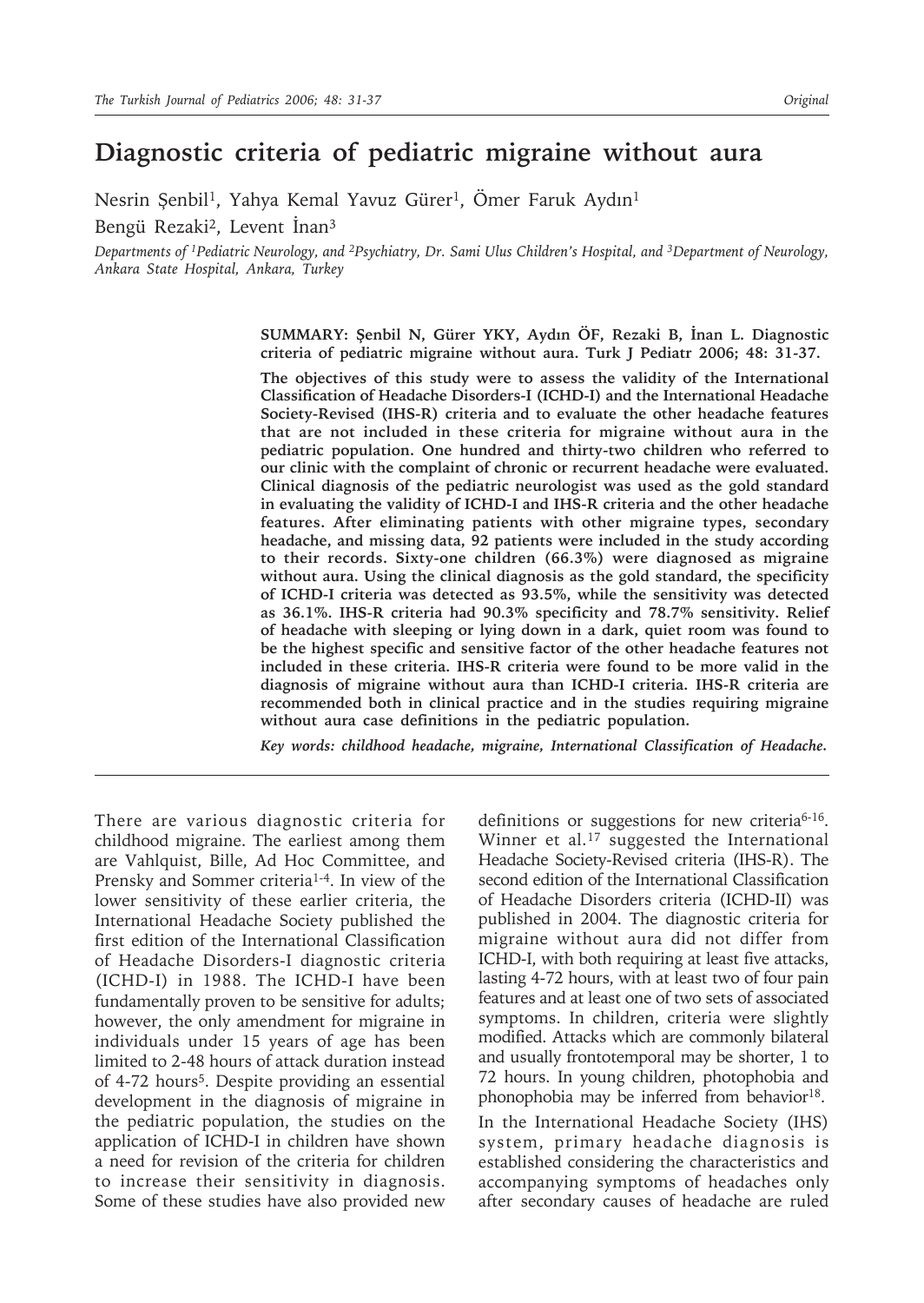# Diagnostic criteria of pediatric migraine without aura

Nesrin Şenbil[1], Yahya Kemal Yavuz Gürer[1], Ömer Faruk Aydın[1]
Bengü Rezaki[2], Levent İnan[3]

*Departments of [1]Pediatric Neurology, and [2]Psychiatry, Dr. Sami Ulus Children's Hospital, and [3]Department of Neurology, Ankara State Hospital, Ankara, Turkey*

**SUMMARY: Şenbil N, Gürer YKY, Aydın ÖF, Rezaki B, İnan L. Diagnostic criteria of pediatric migraine without aura. Turk J Pediatr 2006; 48: 31-37.**

**The objectives of this study were to assess the validity of the International Classification of Headache Disorders-I (ICHD-I) and the International Headache Society-Revised (IHS-R) criteria and to evaluate the other headache features that are not included in these criteria for migraine without aura in the pediatric population. One hundred and thirty-two children who referred to our clinic with the complaint of chronic or recurrent headache were evaluated. Clinical diagnosis of the pediatric neurologist was used as the gold standard in evaluating the validity of ICHD-I and IHS-R criteria and the other headache features. After eliminating patients with other migraine types, secondary headache, and missing data, 92 patients were included in the study according to their records. Sixty-one children (66.3%) were diagnosed as migraine without aura. Using the clinical diagnosis as the gold standard, the specificity of ICHD-I criteria was detected as 93.5%, while the sensitivity was detected as 36.1%. IHS-R criteria had 90.3% specificity and 78.7% sensitivity. Relief of headache with sleeping or lying down in a dark, quiet room was found to be the highest specific and sensitive factor of the other headache features not included in these criteria. IHS-R criteria were found to be more valid in the diagnosis of migraine without aura than ICHD-I criteria. IHS-R criteria are recommended both in clinical practice and in the studies requiring migraine without aura case definitions in the pediatric population.**

***Key words: childhood headache, migraine, International Classification of Headache.***

There are various diagnostic criteria for childhood migraine. The earliest among them are Vahlquist, Bille, Ad Hoc Committee, and Prensky and Sommer criteria[1-4]. In view of the lower sensitivity of these earlier criteria, the International Headache Society published the first edition of the International Classification of Headache Disorders-I diagnostic criteria (ICHD-I) in 1988. The ICHD-I have been fundamentally proven to be sensitive for adults; however, the only amendment for migraine in individuals under 15 years of age has been limited to 2-48 hours of attack duration instead of 4-72 hours[5]. Despite providing an essential development in the diagnosis of migraine in the pediatric population, the studies on the application of ICHD-I in children have shown a need for revision of the criteria for children to increase their sensitivity in diagnosis. Some of these studies have also provided new definitions or suggestions for new criteria[6-16]. Winner et al.[17] suggested the International Headache Society-Revised criteria (IHS-R). The second edition of the International Classification of Headache Disorders criteria (ICHD-II) was published in 2004. The diagnostic criteria for migraine without aura did not differ from ICHD-I, with both requiring at least five attacks, lasting 4-72 hours, with at least two of four pain features and at least one of two sets of associated symptoms. In children, criteria were slightly modified. Attacks which are commonly bilateral and usually frontotemporal may be shorter, 1 to 72 hours. In young children, photophobia and phonophobia may be inferred from behavior[18].

In the International Headache Society (IHS) system, primary headache diagnosis is established considering the characteristics and accompanying symptoms of headaches only after secondary causes of headache are ruled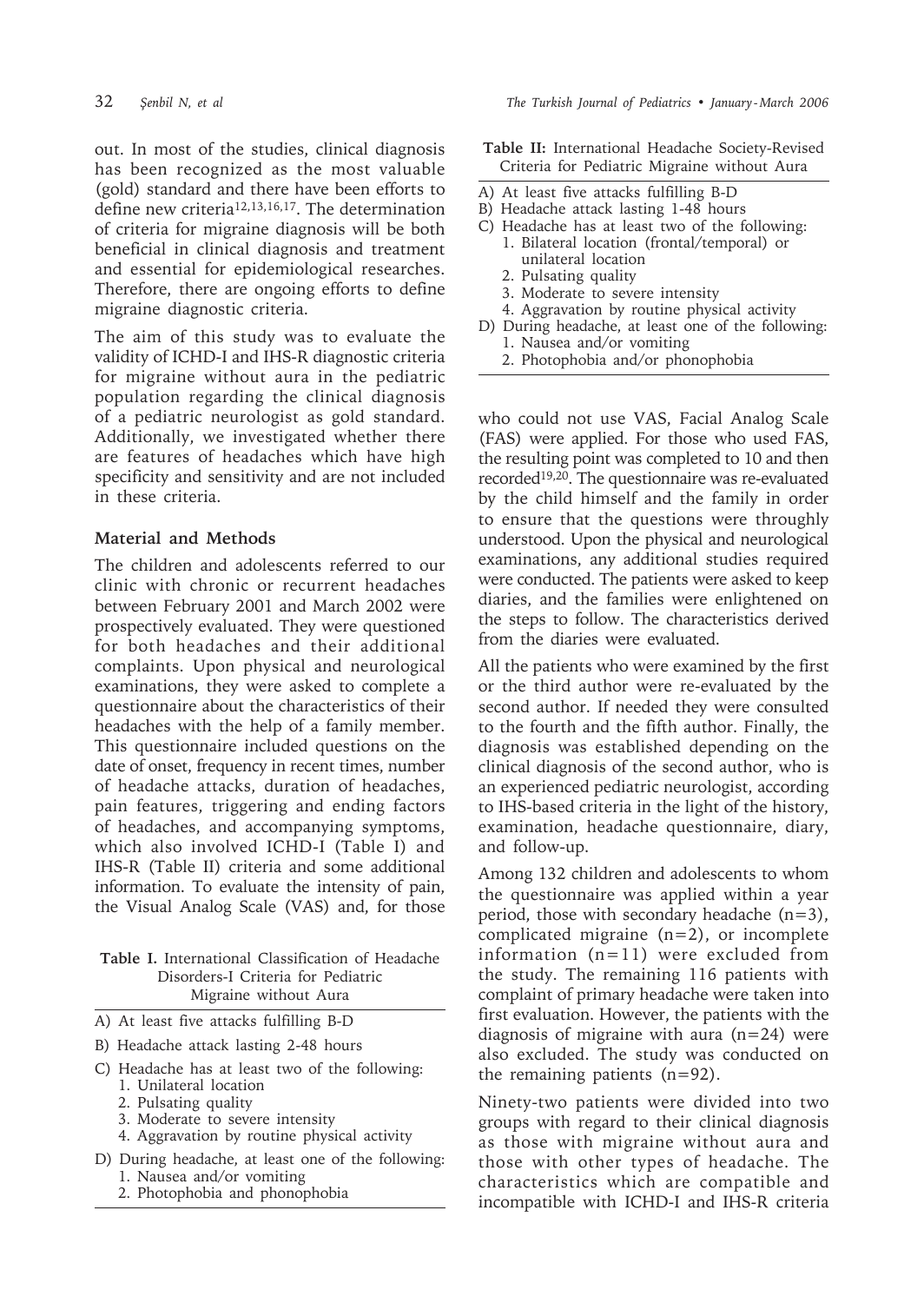out. In most of the studies, clinical diagnosis has been recognized as the most valuable (gold) standard and there have been efforts to define new criteria[12,13,16,17]. The determination of criteria for migraine diagnosis will be both beneficial in clinical diagnosis and treatment and essential for epidemiological researches. Therefore, there are ongoing efforts to define migraine diagnostic criteria.

The aim of this study was to evaluate the validity of ICHD-I and IHS-R diagnostic criteria for migraine without aura in the pediatric population regarding the clinical diagnosis of a pediatric neurologist as gold standard. Additionally, we investigated whether there are features of headaches which have high specificity and sensitivity and are not included in these criteria.

## Material and Methods

The children and adolescents referred to our clinic with chronic or recurrent headaches between February 2001 and March 2002 were prospectively evaluated. They were questioned for both headaches and their additional complaints. Upon physical and neurological examinations, they were asked to complete a questionnaire about the characteristics of their headaches with the help of a family member. This questionnaire included questions on the date of onset, frequency in recent times, number of headache attacks, duration of headaches, pain features, triggering and ending factors of headaches, and accompanying symptoms, which also involved ICHD-I (Table I) and IHS-R (Table II) criteria and some additional information. To evaluate the intensity of pain, the Visual Analog Scale (VAS) and, for those who could not use VAS, Facial Analog Scale (FAS) were applied. For those who used FAS, the resulting point was completed to 10 and then recorded[19,20]. The questionnaire was re-evaluated by the child himself and the family in order to ensure that the questions were throughly understood. Upon the physical and neurological examinations, any additional studies required were conducted. The patients were asked to keep diaries, and the families were enlightened on the steps to follow. The characteristics derived from the diaries were evaluated.

**Table I.** International Classification of Headache Disorders-I Criteria for Pediatric Migraine without Aura

A) At least five attacks fulfilling B-D

B) Headache attack lasting 2-48 hours

C) Headache has at least two of the following:
   1. Unilateral location
   2. Pulsating quality
   3. Moderate to severe intensity
   4. Aggravation by routine physical activity

D) During headache, at least one of the following:
   1. Nausea and/or vomiting
   2. Photophobia and phonophobia

**Table II:** International Headache Society-Revised Criteria for Pediatric Migraine without Aura

A) At least five attacks fulfilling B-D
B) Headache attack lasting 1-48 hours
C) Headache has at least two of the following:
   1. Bilateral location (frontal/temporal) or unilateral location
   2. Pulsating quality
   3. Moderate to severe intensity
   4. Aggravation by routine physical activity
D) During headache, at least one of the following:
   1. Nausea and/or vomiting
   2. Photophobia and/or phonophobia

All the patients who were examined by the first or the third author were re-evaluated by the second author. If needed they were consulted to the fourth and the fifth author. Finally, the diagnosis was established depending on the clinical diagnosis of the second author, who is an experienced pediatric neurologist, according to IHS-based criteria in the light of the history, examination, headache questionnaire, diary, and follow-up.

Among 132 children and adolescents to whom the questionnaire was applied within a year period, those with secondary headache (n=3), complicated migraine (n=2), or incomplete information (n=11) were excluded from the study. The remaining 116 patients with complaint of primary headache were taken into first evaluation. However, the patients with the diagnosis of migraine with aura (n=24) were also excluded. The study was conducted on the remaining patients (n=92).

Ninety-two patients were divided into two groups with regard to their clinical diagnosis as those with migraine without aura and those with other types of headache. The characteristics which are compatible and incompatible with ICHD-I and IHS-R criteria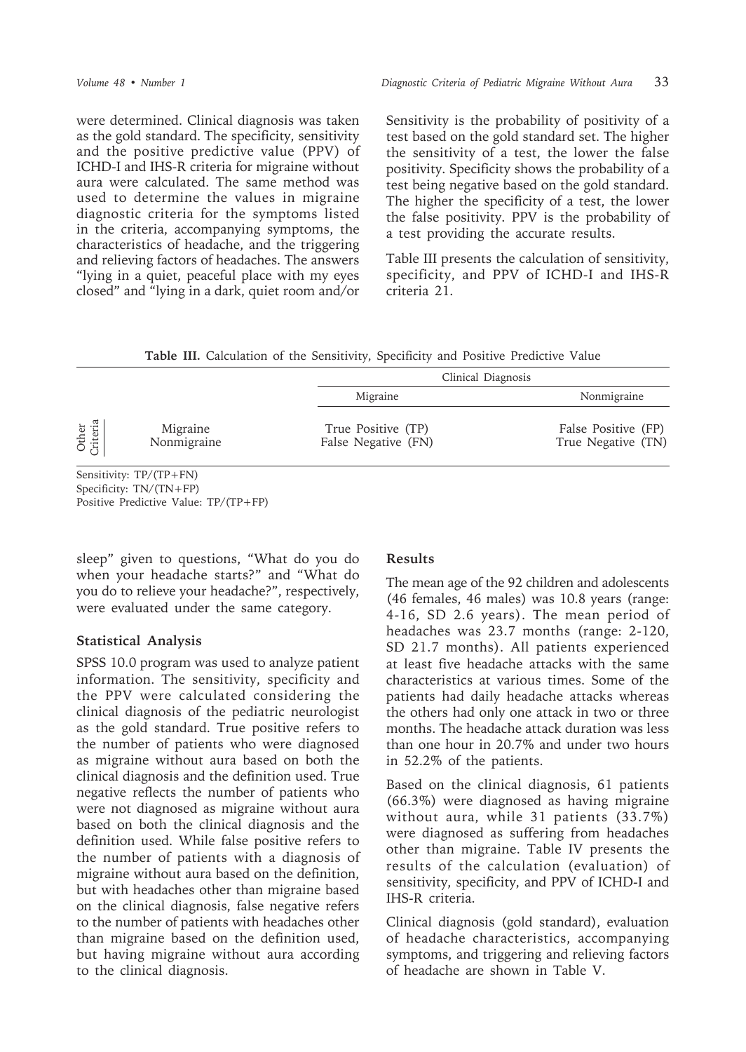were determined. Clinical diagnosis was taken as the gold standard. The specificity, sensitivity and the positive predictive value (PPV) of ICHD-I and IHS-R criteria for migraine without aura were calculated. The same method was used to determine the values in migraine diagnostic criteria for the symptoms listed in the criteria, accompanying symptoms, the characteristics of headache, and the triggering and relieving factors of headaches. The answers "lying in a quiet, peaceful place with my eyes closed" and "lying in a dark, quiet room and/or sleep" given to questions, "What do you do when your headache starts?" and "What do you do to relieve your headache?", respectively, were evaluated under the same category.

### Statistical Analysis

SPSS 10.0 program was used to analyze patient information. The sensitivity, specificity and the PPV were calculated considering the clinical diagnosis of the pediatric neurologist as the gold standard. True positive refers to the number of patients who were diagnosed as migraine without aura based on both the clinical diagnosis and the definition used. True negative reflects the number of patients who were not diagnosed as migraine without aura based on both the clinical diagnosis and the definition used. While false positive refers to the number of patients with a diagnosis of migraine without aura based on the definition, but with headaches other than migraine based on the clinical diagnosis, false negative refers to the number of patients with headaches other than migraine based on the definition used, but having migraine without aura according to the clinical diagnosis.

Sensitivity is the probability of positivity of a test based on the gold standard set. The higher the sensitivity of a test, the lower the false positivity. Specificity shows the probability of a test being negative based on the gold standard. The higher the specificity of a test, the lower the false positivity. PPV is the probability of a test providing the accurate results.

Table III presents the calculation of sensitivity, specificity, and PPV of ICHD-I and IHS-R criteria 21.

**Table III.** Calculation of the Sensitivity, Specificity and Positive Predictive Value

| | | Clinical Diagnosis | |
|---|---|---|---|
| | | Migraine | Nonmigraine |
| Other Criteria | Migraine | True Positive (TP) | False Positive (FP) |
| | Nonmigraine | False Negative (FN) | True Negative (TN) |

Sensitivity: TP/(TP+FN)
Specificity: TN/(TN+FP)
Positive Predictive Value: TP/(TP+FP)

### Results

The mean age of the 92 children and adolescents (46 females, 46 males) was 10.8 years (range: 4-16, SD 2.6 years). The mean period of headaches was 23.7 months (range: 2-120, SD 21.7 months). All patients experienced at least five headache attacks with the same characteristics at various times. Some of the patients had daily headache attacks whereas the others had only one attack in two or three months. The headache attack duration was less than one hour in 20.7% and under two hours in 52.2% of the patients.

Based on the clinical diagnosis, 61 patients (66.3%) were diagnosed as having migraine without aura, while 31 patients (33.7%) were diagnosed as suffering from headaches other than migraine. Table IV presents the results of the calculation (evaluation) of sensitivity, specificity, and PPV of ICHD-I and IHS-R criteria.

Clinical diagnosis (gold standard), evaluation of headache characteristics, accompanying symptoms, and triggering and relieving factors of headache are shown in Table V.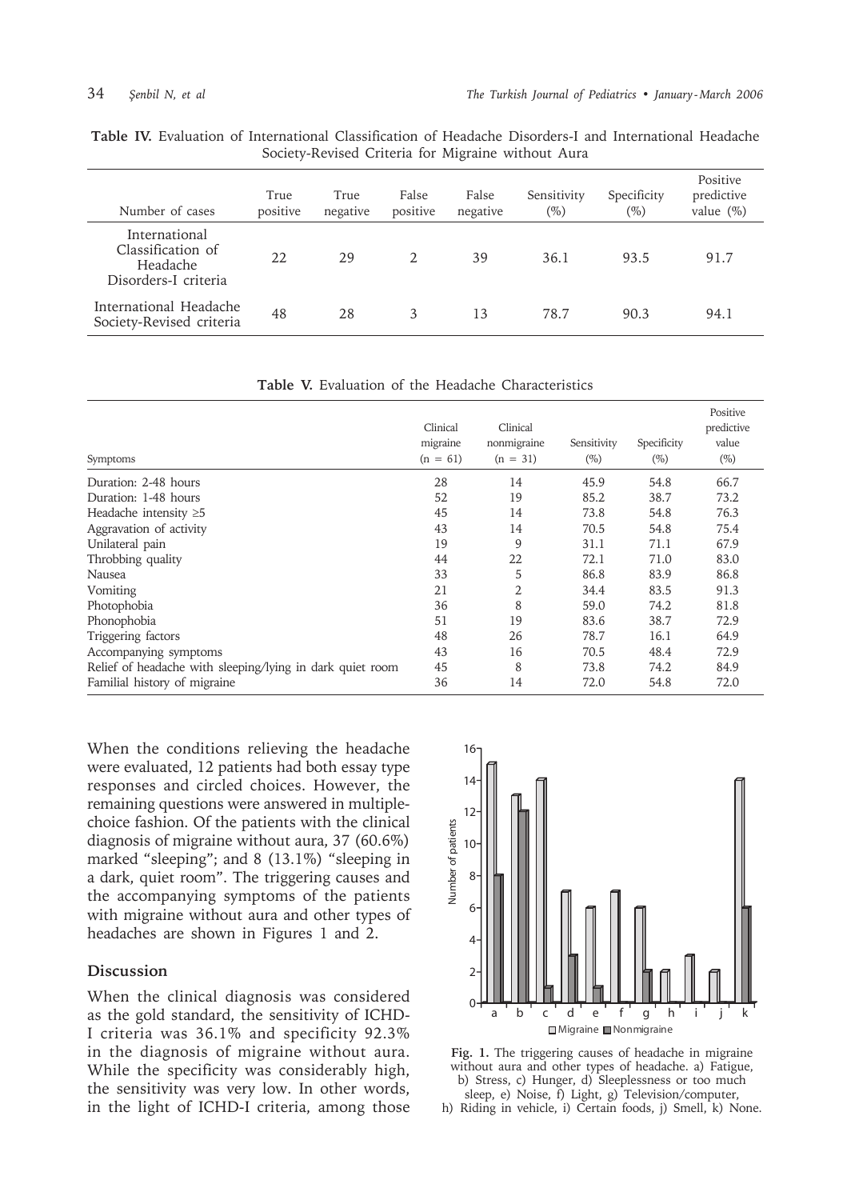**Table IV.** Evaluation of International Classification of Headache Disorders-I and International Headache Society-Revised Criteria for Migraine without Aura

| Number of cases | True positive | True negative | False positive | False negative | Sensitivity (%) | Specificity (%) | Positive predictive value (%) |
|---|---|---|---|---|---|---|---|
| International Classification of Headache Disorders-I criteria | 22 | 29 | 2 | 39 | 36.1 | 93.5 | 91.7 |
| International Headache Society-Revised criteria | 48 | 28 | 3 | 13 | 78.7 | 90.3 | 94.1 |

**Table V.** Evaluation of the Headache Characteristics

| Symptoms | Clinical migraine (n = 61) | Clinical nonmigraine (n = 31) | Sensitivity (%) | Specificity (%) | Positive predictive value (%) |
|---|---|---|---|---|---|
| Duration: 2-48 hours | 28 | 14 | 45.9 | 54.8 | 66.7 |
| Duration: 1-48 hours | 52 | 19 | 85.2 | 38.7 | 73.2 |
| Headache intensity ≥5 | 45 | 14 | 73.8 | 54.8 | 76.3 |
| Aggravation of activity | 43 | 14 | 70.5 | 54.8 | 75.4 |
| Unilateral pain | 19 | 9 | 31.1 | 71.1 | 67.9 |
| Throbbing quality | 44 | 22 | 72.1 | 71.0 | 83.0 |
| Nausea | 33 | 5 | 86.8 | 83.9 | 86.8 |
| Vomiting | 21 | 2 | 34.4 | 83.5 | 91.3 |
| Photophobia | 36 | 8 | 59.0 | 74.2 | 81.8 |
| Phonophobia | 51 | 19 | 83.6 | 38.7 | 72.9 |
| Triggering factors | 48 | 26 | 78.7 | 16.1 | 64.9 |
| Accompanying symptoms | 43 | 16 | 70.5 | 48.4 | 72.9 |
| Relief of headache with sleeping/lying in dark quiet room | 45 | 8 | 73.8 | 74.2 | 84.9 |
| Familial history of migraine | 36 | 14 | 72.0 | 54.8 | 72.0 |

When the conditions relieving the headache were evaluated, 12 patients had both essay type responses and circled choices. However, the remaining questions were answered in multiple-choice fashion. Of the patients with the clinical diagnosis of migraine without aura, 37 (60.6%) marked "sleeping"; and 8 (13.1%) "sleeping in a dark, quiet room". The triggering causes and the accompanying symptoms of the patients with migraine without aura and other types of headaches are shown in Figures 1 and 2.

## Discussion

When the clinical diagnosis was considered as the gold standard, the sensitivity of ICHD-I criteria was 36.1% and specificity 92.3% in the diagnosis of migraine without aura. While the specificity was considerably high, the sensitivity was very low. In other words, in the light of ICHD-I criteria, among those

**Fig. 1.** The triggering causes of headache in migraine without aura and other types of headache. a) Fatigue, b) Stress, c) Hunger, d) Sleeplessness or too much sleep, e) Noise, f) Light, g) Television/computer, h) Riding in vehicle, i) Certain foods, j) Smell, k) None.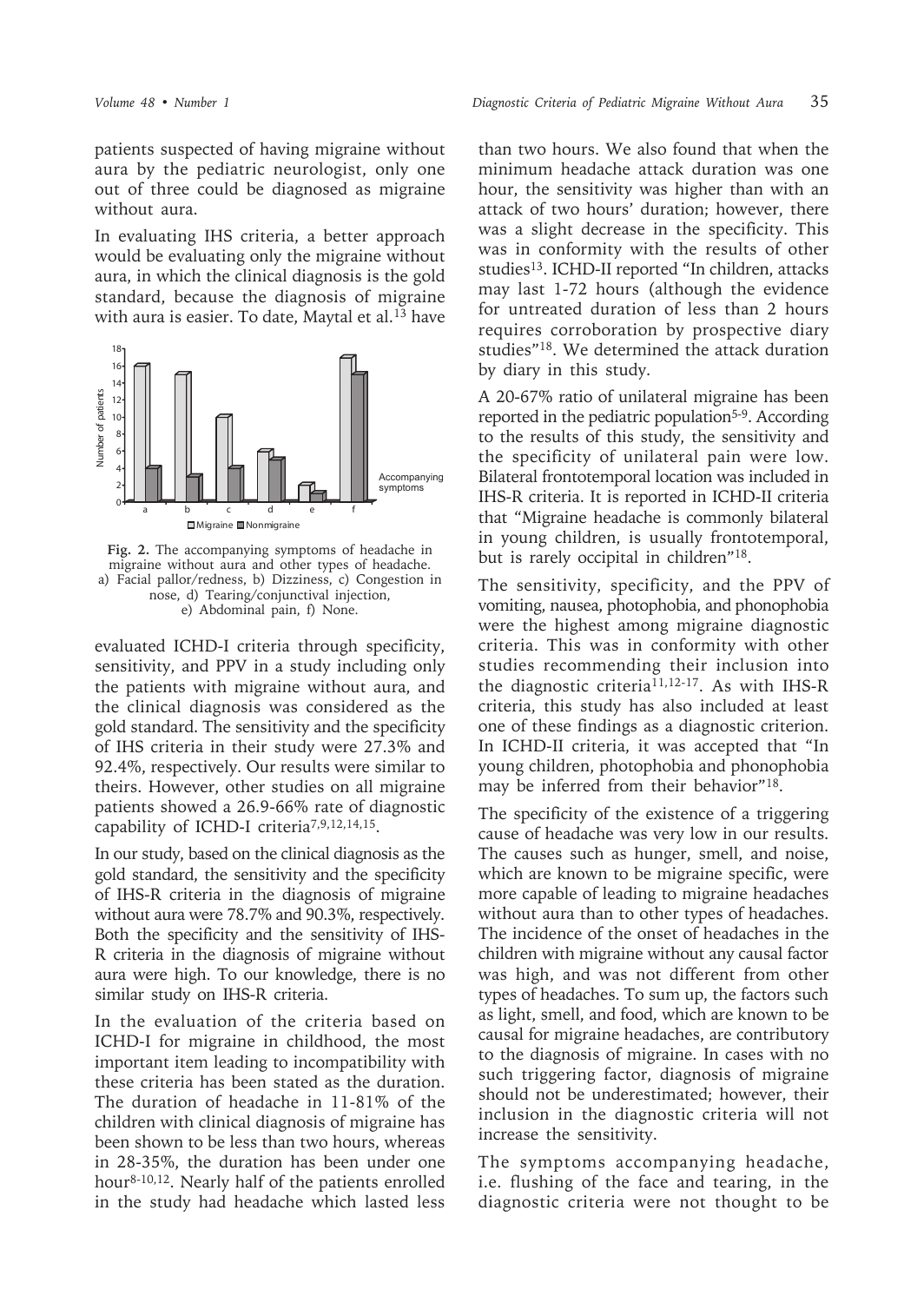patients suspected of having migraine without aura by the pediatric neurologist, only one out of three could be diagnosed as migraine without aura.

In evaluating IHS criteria, a better approach would be evaluating only the migraine without aura, in which the clinical diagnosis is the gold standard, because the diagnosis of migraine with aura is easier. To date, Maytal et al.[13] have evaluated ICHD-I criteria through specificity, sensitivity, and PPV in a study including only the patients with migraine without aura, and the clinical diagnosis was considered as the gold standard. The sensitivity and the specificity of IHS criteria in their study were 27.3% and 92.4%, respectively. Our results were similar to theirs. However, other studies on all migraine patients showed a 26.9-66% rate of diagnostic capability of ICHD-I criteria[7,9,12,14,15].

**Fig. 2.** The accompanying symptoms of headache in migraine without aura and other types of headache. a) Facial pallor/redness, b) Dizziness, c) Congestion in nose, d) Tearing/conjunctival injection, e) Abdominal pain, f) None.

In our study, based on the clinical diagnosis as the gold standard, the sensitivity and the specificity of IHS-R criteria in the diagnosis of migraine without aura were 78.7% and 90.3%, respectively. Both the specificity and the sensitivity of IHS-R criteria in the diagnosis of migraine without aura were high. To our knowledge, there is no similar study on IHS-R criteria.

In the evaluation of the criteria based on ICHD-I for migraine in childhood, the most important item leading to incompatibility with these criteria has been stated as the duration. The duration of headache in 11-81% of the children with clinical diagnosis of migraine has been shown to be less than two hours, whereas in 28-35%, the duration has been under one hour[8-10,12]. Nearly half of the patients enrolled in the study had headache which lasted less than two hours. We also found that when the minimum headache attack duration was one hour, the sensitivity was higher than with an attack of two hours' duration; however, there was a slight decrease in the specificity. This was in conformity with the results of other studies[13]. ICHD-II reported "In children, attacks may last 1-72 hours (although the evidence for untreated duration of less than 2 hours requires corroboration by prospective diary studies"[18]. We determined the attack duration by diary in this study.

A 20-67% ratio of unilateral migraine has been reported in the pediatric population[5-9]. According to the results of this study, the sensitivity and the specificity of unilateral pain were low. Bilateral frontotemporal location was included in IHS-R criteria. It is reported in ICHD-II criteria that "Migraine headache is commonly bilateral in young children, is usually frontotemporal, but is rarely occipital in children"[18].

The sensitivity, specificity, and the PPV of vomiting, nausea, photophobia, and phonophobia were the highest among migraine diagnostic criteria. This was in conformity with other studies recommending their inclusion into the diagnostic criteria[11,12-17]. As with IHS-R criteria, this study has also included at least one of these findings as a diagnostic criterion. In ICHD-II criteria, it was accepted that "In young children, photophobia and phonophobia may be inferred from their behavior"[18].

The specificity of the existence of a triggering cause of headache was very low in our results. The causes such as hunger, smell, and noise, which are known to be migraine specific, were more capable of leading to migraine headaches without aura than to other types of headaches. The incidence of the onset of headaches in the children with migraine without any causal factor was high, and was not different from other types of headaches. To sum up, the factors such as light, smell, and food, which are known to be causal for migraine headaches, are contributory to the diagnosis of migraine. In cases with no such triggering factor, diagnosis of migraine should not be underestimated; however, their inclusion in the diagnostic criteria will not increase the sensitivity.

The symptoms accompanying headache, i.e. flushing of the face and tearing, in the diagnostic criteria were not thought to be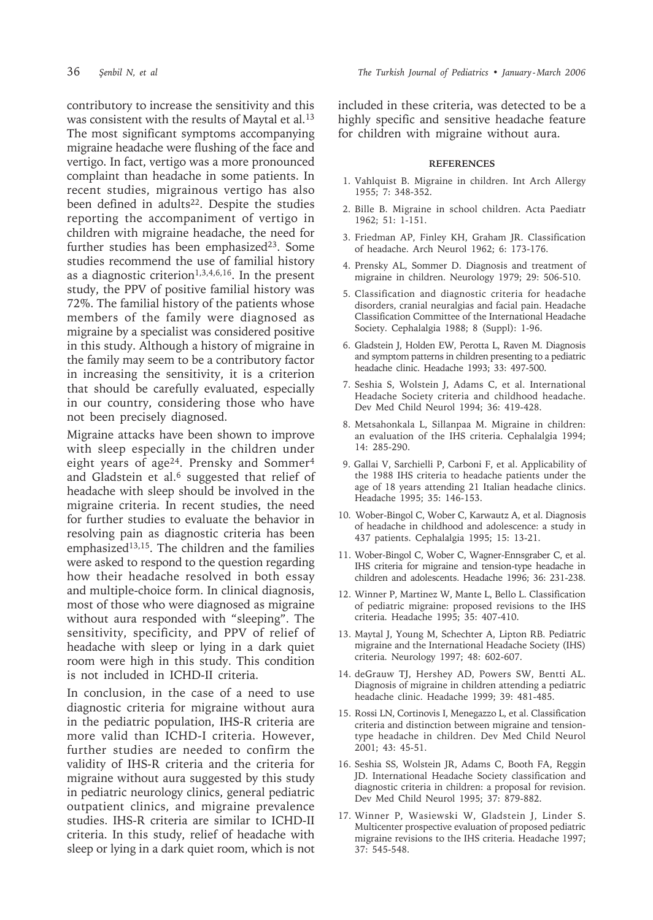contributory to increase the sensitivity and this was consistent with the results of Maytal et al.[13] The most significant symptoms accompanying migraine headache were flushing of the face and vertigo. In fact, vertigo was a more pronounced complaint than headache in some patients. In recent studies, migrainous vertigo has also been defined in adults[22]. Despite the studies reporting the accompaniment of vertigo in children with migraine headache, the need for further studies has been emphasized[23]. Some studies recommend the use of familial history as a diagnostic criterion[1,3,4,6,16]. In the present study, the PPV of positive familial history was 72%. The familial history of the patients whose members of the family were diagnosed as migraine by a specialist was considered positive in this study. Although a history of migraine in the family may seem to be a contributory factor in increasing the sensitivity, it is a criterion that should be carefully evaluated, especially in our country, considering those who have not been precisely diagnosed.

Migraine attacks have been shown to improve with sleep especially in the children under eight years of age[24]. Prensky and Sommer[4] and Gladstein et al.[6] suggested that relief of headache with sleep should be involved in the migraine criteria. In recent studies, the need for further studies to evaluate the behavior in resolving pain as diagnostic criteria has been emphasized[13,15]. The children and the families were asked to respond to the question regarding how their headache resolved in both essay and multiple-choice form. In clinical diagnosis, most of those who were diagnosed as migraine without aura responded with "sleeping". The sensitivity, specificity, and PPV of relief of headache with sleep or lying in a dark quiet room were high in this study. This condition is not included in ICHD-II criteria.

In conclusion, in the case of a need to use diagnostic criteria for migraine without aura in the pediatric population, IHS-R criteria are more valid than ICHD-I criteria. However, further studies are needed to confirm the validity of IHS-R criteria and the criteria for migraine without aura suggested by this study in pediatric neurology clinics, general pediatric outpatient clinics, and migraine prevalence studies. IHS-R criteria are similar to ICHD-II criteria. In this study, relief of headache with sleep or lying in a dark quiet room, which is not included in these criteria, was detected to be a highly specific and sensitive headache feature for children with migraine without aura.

## REFERENCES

1. Vahlquist B. Migraine in children. Int Arch Allergy 1955; 7: 348-352.
2. Bille B. Migraine in school children. Acta Paediatr 1962; 51: 1-151.
3. Friedman AP, Finley KH, Graham JR. Classification of headache. Arch Neurol 1962; 6: 173-176.
4. Prensky AL, Sommer D. Diagnosis and treatment of migraine in children. Neurology 1979; 29: 506-510.
5. Classification and diagnostic criteria for headache disorders, cranial neuralgias and facial pain. Headache Classification Committee of the International Headache Society. Cephalalgia 1988; 8 (Suppl): 1-96.
6. Gladstein J, Holden EW, Perotta L, Raven M. Diagnosis and symptom patterns in children presenting to a pediatric headache clinic. Headache 1993; 33: 497-500.
7. Seshia S, Wolstein J, Adams C, et al. International Headache Society criteria and childhood headache. Dev Med Child Neurol 1994; 36: 419-428.
8. Metsahonkala L, Sillanpaa M. Migraine in children: an evaluation of the IHS criteria. Cephalalgia 1994; 14: 285-290.
9. Gallai V, Sarchielli P, Carboni F, et al. Applicability of the 1988 IHS criteria to headache patients under the age of 18 years attending 21 Italian headache clinics. Headache 1995; 35: 146-153.
10. Wober-Bingol C, Wober C, Karwautz A, et al. Diagnosis of headache in childhood and adolescence: a study in 437 patients. Cephalalgia 1995; 15: 13-21.
11. Wober-Bingol C, Wober C, Wagner-Ennsgraber C, et al. IHS criteria for migraine and tension-type headache in children and adolescents. Headache 1996; 36: 231-238.
12. Winner P, Martinez W, Mante L, Bello L. Classification of pediatric migraine: proposed revisions to the IHS criteria. Headache 1995; 35: 407-410.
13. Maytal J, Young M, Schechter A, Lipton RB. Pediatric migraine and the International Headache Society (IHS) criteria. Neurology 1997; 48: 602-607.
14. deGrauw TJ, Hershey AD, Powers SW, Bentti AL. Diagnosis of migraine in children attending a pediatric headache clinic. Headache 1999; 39: 481-485.
15. Rossi LN, Cortinovis I, Menegazzo L, et al. Classification criteria and distinction between migraine and tension-type headache in children. Dev Med Child Neurol 2001; 43: 45-51.
16. Seshia SS, Wolstein JR, Adams C, Booth FA, Reggin JD. International Headache Society classification and diagnostic criteria in children: a proposal for revision. Dev Med Child Neurol 1995; 37: 879-882.
17. Winner P, Wasiewski W, Gladstein J, Linder S. Multicenter prospective evaluation of proposed pediatric migraine revisions to the IHS criteria. Headache 1997; 37: 545-548.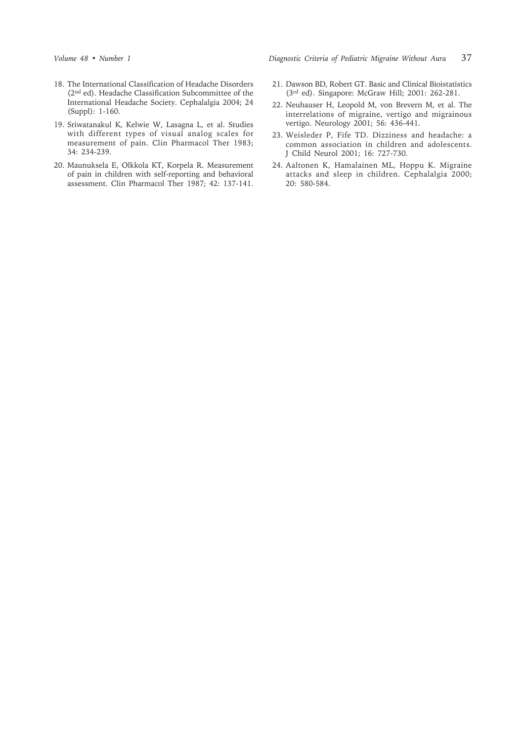18. The International Classification of Headache Disorders (2nd ed). Headache Classification Subcommittee of the International Headache Society. Cephalalgia 2004; 24 (Suppl): 1-160.
19. Sriwatanakul K, Kelwie W, Lasagna L, et al. Studies with different types of visual analog scales for measurement of pain. Clin Pharmacol Ther 1983; 34: 234-239.
20. Maunuksela E, Olkkola KT, Korpela R. Measurement of pain in children with self-reporting and behavioral assessment. Clin Pharmacol Ther 1987; 42: 137-141.
21. Dawson BD, Robert GT. Basic and Clinical Bioistatistics (3rd ed). Singapore: McGraw Hill; 2001: 262-281.
22. Neuhauser H, Leopold M, von Brevern M, et al. The interrelations of migraine, vertigo and migrainous vertigo. Neurology 2001; 56: 436-441.
23. Weisleder P, Fife TD. Dizziness and headache: a common association in children and adolescents. J Child Neurol 2001; 16: 727-730.
24. Aaltonen K, Hamalainen ML, Hoppu K. Migraine attacks and sleep in children. Cephalalgia 2000; 20: 580-584.